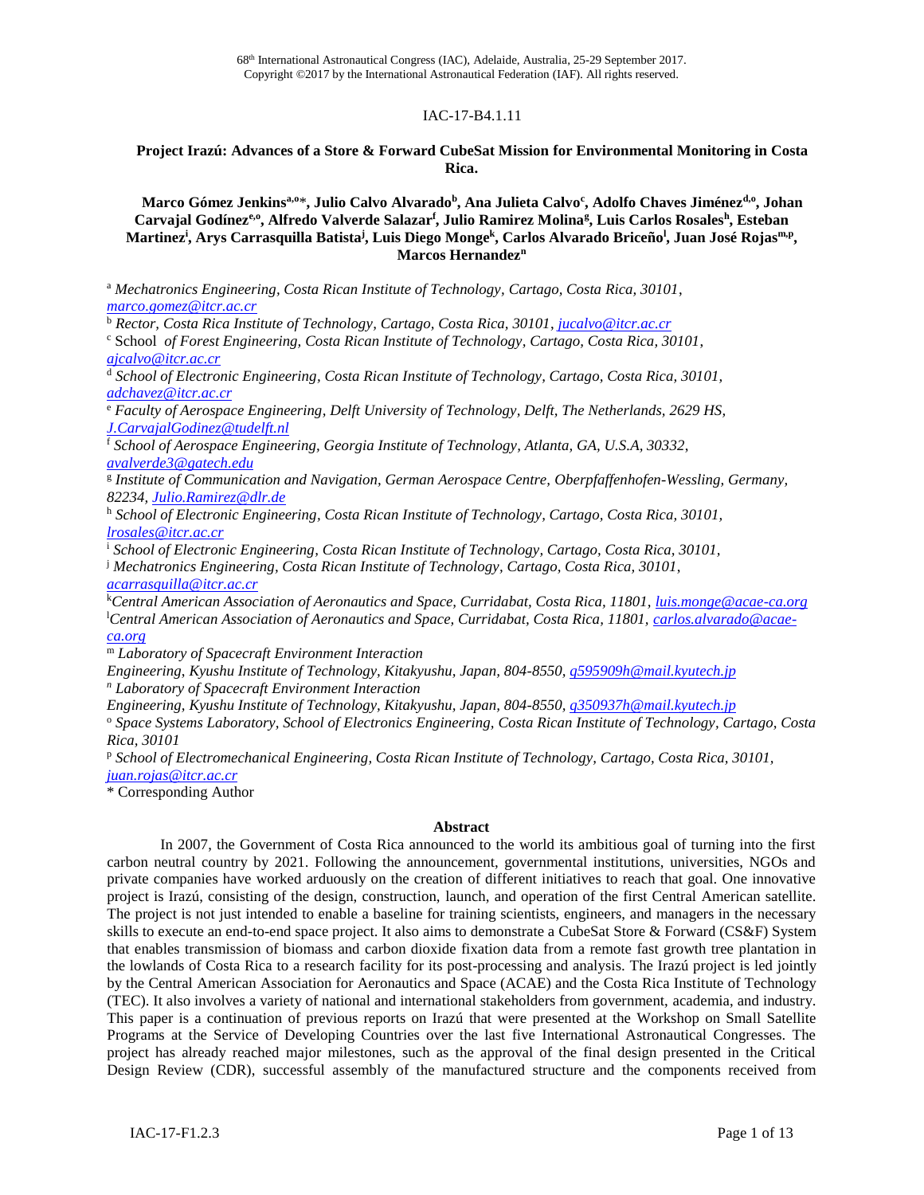IAC-17-B4.1.11

## Project Irazú: Advances of a Store & Forward CubeSat Mission for Environmental Monitoring in Costa Rica.

**Marco Gómez Jenkins[a,o]*, Julio Calvo Alvarado[b], Ana Julieta Calvo[c], Adolfo Chaves Jiménez[d,o], Johan Carvajal Godínez[e,o], Alfredo Valverde Salazar[f], Julio Ramirez Molina[g], Luis Carlos Rosales[h], Esteban Martinez[i], Arys Carrasquilla Batista[j], Luis Diego Monge[k], Carlos Alvarado Briceño[l], Juan José Rojas[m,p], Marcos Hernandez[n]**

[a] *Mechatronics Engineering, Costa Rican Institute of Technology, Cartago, Costa Rica, 30101,* marco.gomez@itcr.ac.cr

[b] *Rector, Costa Rica Institute of Technology, Cartago, Costa Rica, 30101,* jucalvo@itcr.ac.cr

[c] School *of Forest Engineering, Costa Rican Institute of Technology, Cartago, Costa Rica, 30101,* ajcalvo@itcr.ac.cr

[d] *School of Electronic Engineering, Costa Rican Institute of Technology, Cartago, Costa Rica, 30101,* adchavez@itcr.ac.cr

[e] *Faculty of Aerospace Engineering, Delft University of Technology, Delft, The Netherlands, 2629 HS,* J.CarvajalGodinez@tudelft.nl

[f] *School of Aerospace Engineering, Georgia Institute of Technology, Atlanta, GA, U.S.A, 30332,* avalverde3@gatech.edu

[g] *Institute of Communication and Navigation, German Aerospace Centre, Oberpfaffenhofen-Wessling, Germany, 82234,* Julio.Ramirez@dlr.de

[h] *School of Electronic Engineering, Costa Rican Institute of Technology, Cartago, Costa Rica, 30101,* lrosales@itcr.ac.cr

[i] *School of Electronic Engineering, Costa Rican Institute of Technology, Cartago, Costa Rica, 30101,*

[j] *Mechatronics Engineering, Costa Rican Institute of Technology, Cartago, Costa Rica, 30101,* acarrasquilla@itcr.ac.cr

[k] *Central American Association of Aeronautics and Space, Curridabat, Costa Rica, 11801,* luis.monge@acae-ca.org

[l] *Central American Association of Aeronautics and Space, Curridabat, Costa Rica, 11801,* carlos.alvarado@acae-ca.org

[m] *Laboratory of Spacecraft Environment Interaction Engineering, Kyushu Institute of Technology, Kitakyushu, Japan, 804-8550,* q595909h@mail.kyutech.jp

[n] *Laboratory of Spacecraft Environment Interaction Engineering, Kyushu Institute of Technology, Kitakyushu, Japan, 804-8550,* q350937h@mail.kyutech.jp

[o] *Space Systems Laboratory, School of Electronics Engineering, Costa Rican Institute of Technology, Cartago, Costa Rica, 30101*

[p] *School of Electromechanical Engineering, Costa Rican Institute of Technology, Cartago, Costa Rica, 30101,* juan.rojas@itcr.ac.cr

\* Corresponding Author

### Abstract

In 2007, the Government of Costa Rica announced to the world its ambitious goal of turning into the first carbon neutral country by 2021. Following the announcement, governmental institutions, universities, NGOs and private companies have worked arduously on the creation of different initiatives to reach that goal. One innovative project is Irazú, consisting of the design, construction, launch, and operation of the first Central American satellite. The project is not just intended to enable a baseline for training scientists, engineers, and managers in the necessary skills to execute an end-to-end space project. It also aims to demonstrate a CubeSat Store & Forward (CS&F) System that enables transmission of biomass and carbon dioxide fixation data from a remote fast growth tree plantation in the lowlands of Costa Rica to a research facility for its post-processing and analysis. The Irazú project is led jointly by the Central American Association for Aeronautics and Space (ACAE) and the Costa Rica Institute of Technology (TEC). It also involves a variety of national and international stakeholders from government, academia, and industry. This paper is a continuation of previous reports on Irazú that were presented at the Workshop on Small Satellite Programs at the Service of Developing Countries over the last five International Astronautical Congresses. The project has already reached major milestones, such as the approval of the final design presented in the Critical Design Review (CDR), successful assembly of the manufactured structure and the components received from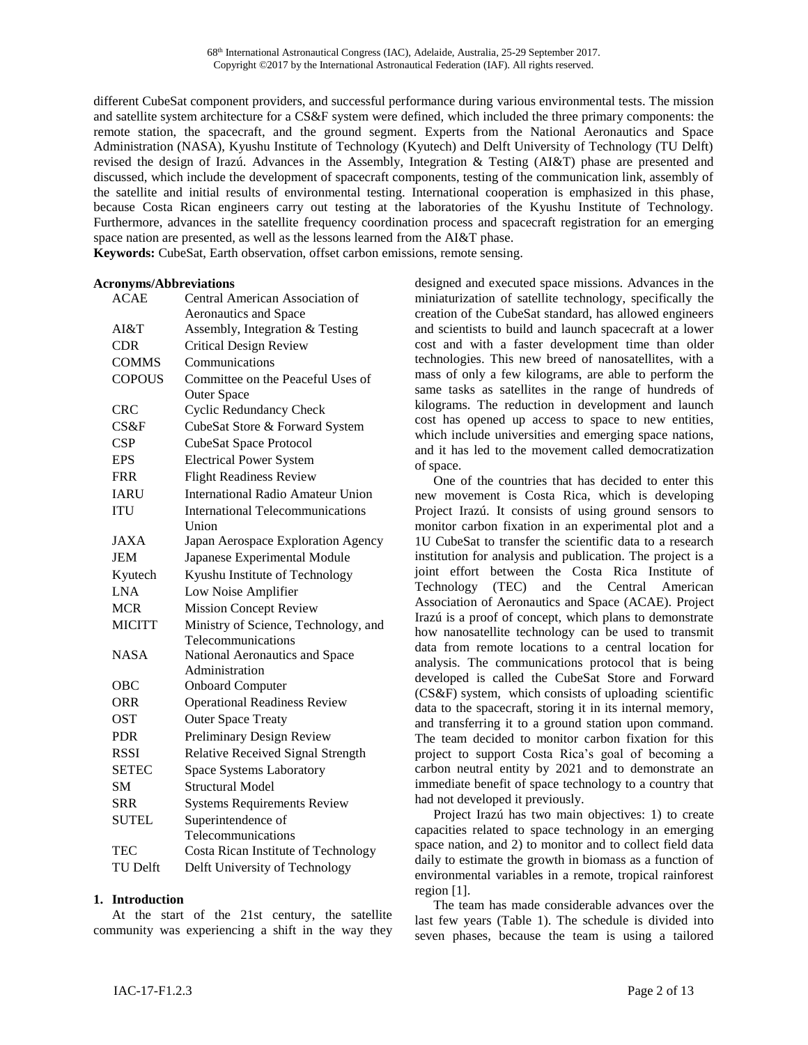different CubeSat component providers, and successful performance during various environmental tests. The mission and satellite system architecture for a CS&F system were defined, which included the three primary components: the remote station, the spacecraft, and the ground segment. Experts from the National Aeronautics and Space Administration (NASA), Kyushu Institute of Technology (Kyutech) and Delft University of Technology (TU Delft) revised the design of Irazú. Advances in the Assembly, Integration & Testing (AI&T) phase are presented and discussed, which include the development of spacecraft components, testing of the communication link, assembly of the satellite and initial results of environmental testing. International cooperation is emphasized in this phase, because Costa Rican engineers carry out testing at the laboratories of the Kyushu Institute of Technology. Furthermore, advances in the satellite frequency coordination process and spacecraft registration for an emerging space nation are presented, as well as the lessons learned from the AI&T phase.

**Keywords:** CubeSat, Earth observation, offset carbon emissions, remote sensing.

**Acronyms/Abbreviations**

| | |
|---|---|
| ACAE | Central American Association of Aeronautics and Space |
| AI&T | Assembly, Integration & Testing |
| CDR | Critical Design Review |
| COMMS | Communications |
| COPOUS | Committee on the Peaceful Uses of Outer Space |
| CRC | Cyclic Redundancy Check |
| CS&F | CubeSat Store & Forward System |
| CSP | CubeSat Space Protocol |
| EPS | Electrical Power System |
| FRR | Flight Readiness Review |
| IARU | International Radio Amateur Union |
| ITU | International Telecommunications Union |
| JAXA | Japan Aerospace Exploration Agency |
| JEM | Japanese Experimental Module |
| Kyutech | Kyushu Institute of Technology |
| LNA | Low Noise Amplifier |
| MCR | Mission Concept Review |
| MICITT | Ministry of Science, Technology, and Telecommunications |
| NASA | National Aeronautics and Space Administration |
| OBC | Onboard Computer |
| ORR | Operational Readiness Review |
| OST | Outer Space Treaty |
| PDR | Preliminary Design Review |
| RSSI | Relative Received Signal Strength |
| SETEC | Space Systems Laboratory |
| SM | Structural Model |
| SRR | Systems Requirements Review |
| SUTEL | Superintendence of Telecommunications |
| TEC | Costa Rican Institute of Technology |
| TU Delft | Delft University of Technology |

## 1. Introduction

At the start of the 21st century, the satellite community was experiencing a shift in the way they designed and executed space missions. Advances in the miniaturization of satellite technology, specifically the creation of the CubeSat standard, has allowed engineers and scientists to build and launch spacecraft at a lower cost and with a faster development time than older technologies. This new breed of nanosatellites, with a mass of only a few kilograms, are able to perform the same tasks as satellites in the range of hundreds of kilograms. The reduction in development and launch cost has opened up access to space to new entities, which include universities and emerging space nations, and it has led to the movement called democratization of space.

One of the countries that has decided to enter this new movement is Costa Rica, which is developing Project Irazú. It consists of using ground sensors to monitor carbon fixation in an experimental plot and a 1U CubeSat to transfer the scientific data to a research institution for analysis and publication. The project is a joint effort between the Costa Rica Institute of Technology (TEC) and the Central American Association of Aeronautics and Space (ACAE). Project Irazú is a proof of concept, which plans to demonstrate how nanosatellite technology can be used to transmit data from remote locations to a central location for analysis. The communications protocol that is being developed is called the CubeSat Store and Forward (CS&F) system, which consists of uploading scientific data to the spacecraft, storing it in its internal memory, and transferring it to a ground station upon command. The team decided to monitor carbon fixation for this project to support Costa Rica's goal of becoming a carbon neutral entity by 2021 and to demonstrate an immediate benefit of space technology to a country that had not developed it previously.

Project Irazú has two main objectives: 1) to create capacities related to space technology in an emerging space nation, and 2) to monitor and to collect field data daily to estimate the growth in biomass as a function of environmental variables in a remote, tropical rainforest region [1].

The team has made considerable advances over the last few years (Table 1). The schedule is divided into seven phases, because the team is using a tailored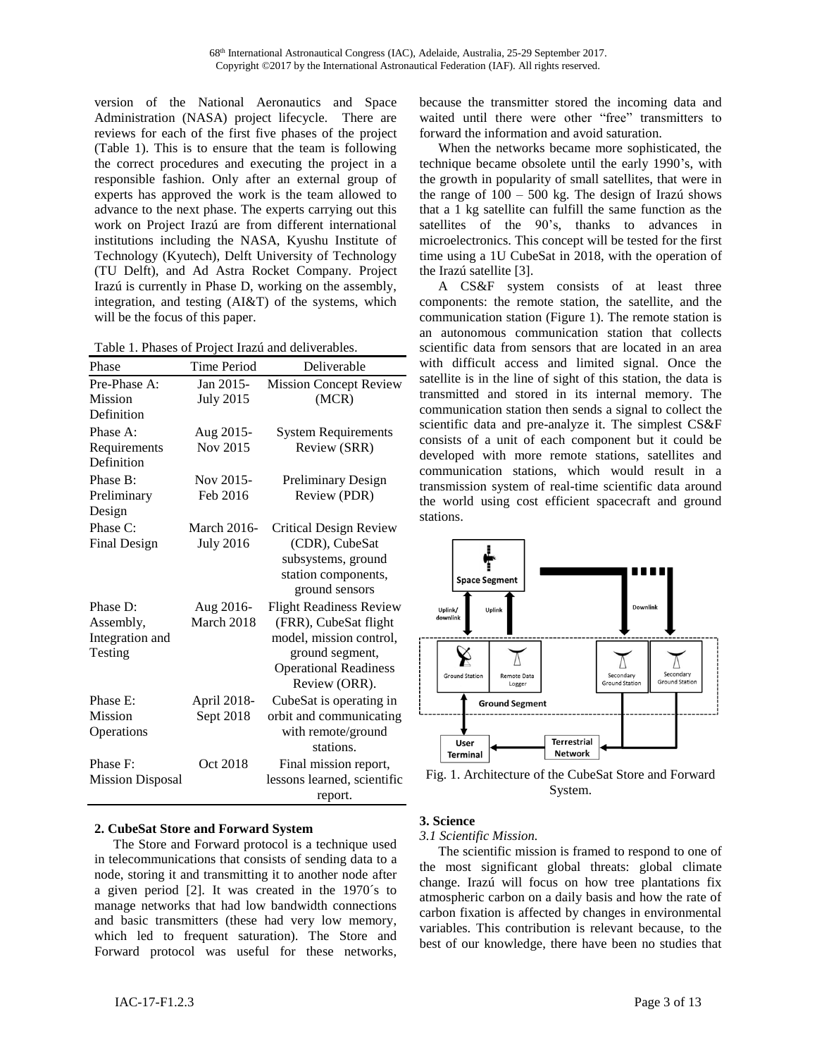version of the National Aeronautics and Space Administration (NASA) project lifecycle. There are reviews for each of the first five phases of the project (Table 1). This is to ensure that the team is following the correct procedures and executing the project in a responsible fashion. Only after an external group of experts has approved the work is the team allowed to advance to the next phase. The experts carrying out this work on Project Irazú are from different international institutions including the NASA, Kyushu Institute of Technology (Kyutech), Delft University of Technology (TU Delft), and Ad Astra Rocket Company. Project Irazú is currently in Phase D, working on the assembly, integration, and testing (AI&T) of the systems, which will be the focus of this paper.

Table 1. Phases of Project Irazú and deliverables.

| Phase | Time Period | Deliverable |
|---|---|---|
| Pre-Phase A: Mission Definition | Jan 2015- July 2015 | Mission Concept Review (MCR) |
| Phase A: Requirements Definition | Aug 2015- Nov 2015 | System Requirements Review (SRR) |
| Phase B: Preliminary Design | Nov 2015- Feb 2016 | Preliminary Design Review (PDR) |
| Phase C: Final Design | March 2016- July 2016 | Critical Design Review (CDR), CubeSat subsystems, ground station components, ground sensors |
| Phase D: Assembly, Integration and Testing | Aug 2016- March 2018 | Flight Readiness Review (FRR), CubeSat flight model, mission control, ground segment, Operational Readiness Review (ORR). |
| Phase E: Mission Operations | April 2018- Sept 2018 | CubeSat is operating in orbit and communicating with remote/ground stations. |
| Phase F: Mission Disposal | Oct 2018 | Final mission report, lessons learned, scientific report. |

## 2. CubeSat Store and Forward System

The Store and Forward protocol is a technique used in telecommunications that consists of sending data to a node, storing it and transmitting it to another node after a given period [2]. It was created in the 1970´s to manage networks that had low bandwidth connections and basic transmitters (these had very low memory, which led to frequent saturation). The Store and Forward protocol was useful for these networks, because the transmitter stored the incoming data and waited until there were other "free" transmitters to forward the information and avoid saturation.

When the networks became more sophisticated, the technique became obsolete until the early 1990's, with the growth in popularity of small satellites, that were in the range of 100 – 500 kg. The design of Irazú shows that a 1 kg satellite can fulfill the same function as the satellites of the 90's, thanks to advances in microelectronics. This concept will be tested for the first time using a 1U CubeSat in 2018, with the operation of the Irazú satellite [3].

A CS&F system consists of at least three components: the remote station, the satellite, and the communication station (Figure 1). The remote station is an autonomous communication station that collects scientific data from sensors that are located in an area with difficult access and limited signal. Once the satellite is in the line of sight of this station, the data is transmitted and stored in its internal memory. The communication station then sends a signal to collect the scientific data and pre-analyze it. The simplest CS&F consists of a unit of each component but it could be developed with more remote stations, satellites and communication stations, which would result in a transmission system of real-time scientific data around the world using cost efficient spacecraft and ground stations.

Fig. 1. Architecture of the CubeSat Store and Forward System.

## 3. Science

### *3.1 Scientific Mission.*

The scientific mission is framed to respond to one of the most significant global threats: global climate change. Irazú will focus on how tree plantations fix atmospheric carbon on a daily basis and how the rate of carbon fixation is affected by changes in environmental variables. This contribution is relevant because, to the best of our knowledge, there have been no studies that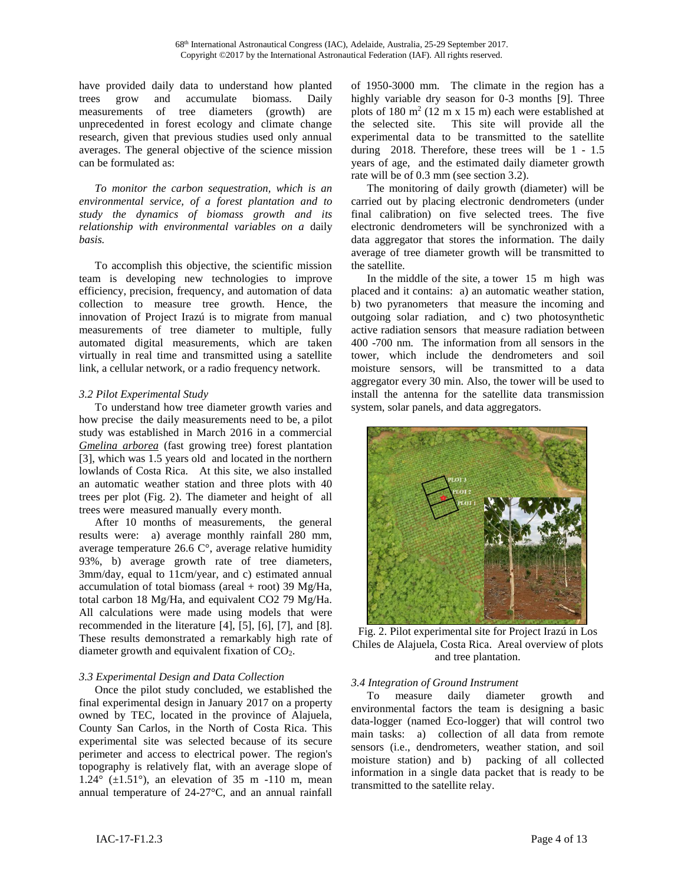have provided daily data to understand how planted trees grow and accumulate biomass. Daily measurements of tree diameters (growth) are unprecedented in forest ecology and climate change research, given that previous studies used only annual averages. The general objective of the science mission can be formulated as:

*To monitor the carbon sequestration, which is an environmental service, of a forest plantation and to study the dynamics of biomass growth and its relationship with environmental variables on a* daily *basis.*

To accomplish this objective, the scientific mission team is developing new technologies to improve efficiency, precision, frequency, and automation of data collection to measure tree growth. Hence, the innovation of Project Irazú is to migrate from manual measurements of tree diameter to multiple, fully automated digital measurements, which are taken virtually in real time and transmitted using a satellite link, a cellular network, or a radio frequency network.

### 3.2 Pilot Experimental Study

To understand how tree diameter growth varies and how precise the daily measurements need to be, a pilot study was established in March 2016 in a commercial *Gmelina arborea* (fast growing tree) forest plantation [3], which was 1.5 years old and located in the northern lowlands of Costa Rica. At this site, we also installed an automatic weather station and three plots with 40 trees per plot (Fig. 2). The diameter and height of all trees were measured manually every month.

After 10 months of measurements, the general results were: a) average monthly rainfall 280 mm, average temperature 26.6 C°, average relative humidity 93%, b) average growth rate of tree diameters, 3mm/day, equal to 11cm/year, and c) estimated annual accumulation of total biomass (areal + root) 39 Mg/Ha, total carbon 18 Mg/Ha, and equivalent CO2 79 Mg/Ha. All calculations were made using models that were recommended in the literature [4], [5], [6], [7], and [8]. These results demonstrated a remarkably high rate of diameter growth and equivalent fixation of $CO_2$.

### 3.3 Experimental Design and Data Collection

Once the pilot study concluded, we established the final experimental design in January 2017 on a property owned by TEC, located in the province of Alajuela, County San Carlos, in the North of Costa Rica. This experimental site was selected because of its secure perimeter and access to electrical power. The region's topography is relatively flat, with an average slope of 1.24° (±1.51°), an elevation of 35 m -110 m, mean annual temperature of 24-27°C, and an annual rainfall of 1950-3000 mm. The climate in the region has a highly variable dry season for 0-3 months [9]. Three plots of 180 $m^2$ (12 m x 15 m) each were established at the selected site. This site will provide all the experimental data to be transmitted to the satellite during 2018. Therefore, these trees will be 1 - 1.5 years of age, and the estimated daily diameter growth rate will be of 0.3 mm (see section 3.2).

The monitoring of daily growth (diameter) will be carried out by placing electronic dendrometers (under final calibration) on five selected trees. The five electronic dendrometers will be synchronized with a data aggregator that stores the information. The daily average of tree diameter growth will be transmitted to the satellite.

In the middle of the site, a tower 15 m high was placed and it contains: a) an automatic weather station, b) two pyranometers that measure the incoming and outgoing solar radiation, and c) two photosynthetic active radiation sensors that measure radiation between 400 -700 nm. The information from all sensors in the tower, which include the dendrometers and soil moisture sensors, will be transmitted to a data aggregator every 30 min. Also, the tower will be used to install the antenna for the satellite data transmission system, solar panels, and data aggregators.

Fig. 2. Pilot experimental site for Project Irazú in Los Chiles de Alajuela, Costa Rica. Areal overview of plots and tree plantation.

### 3.4 Integration of Ground Instrument

To measure daily diameter growth and environmental factors the team is designing a basic data-logger (named Eco-logger) that will control two main tasks: a) collection of all data from remote sensors (i.e., dendrometers, weather station, and soil moisture station) and b) packing of all collected information in a single data packet that is ready to be transmitted to the satellite relay.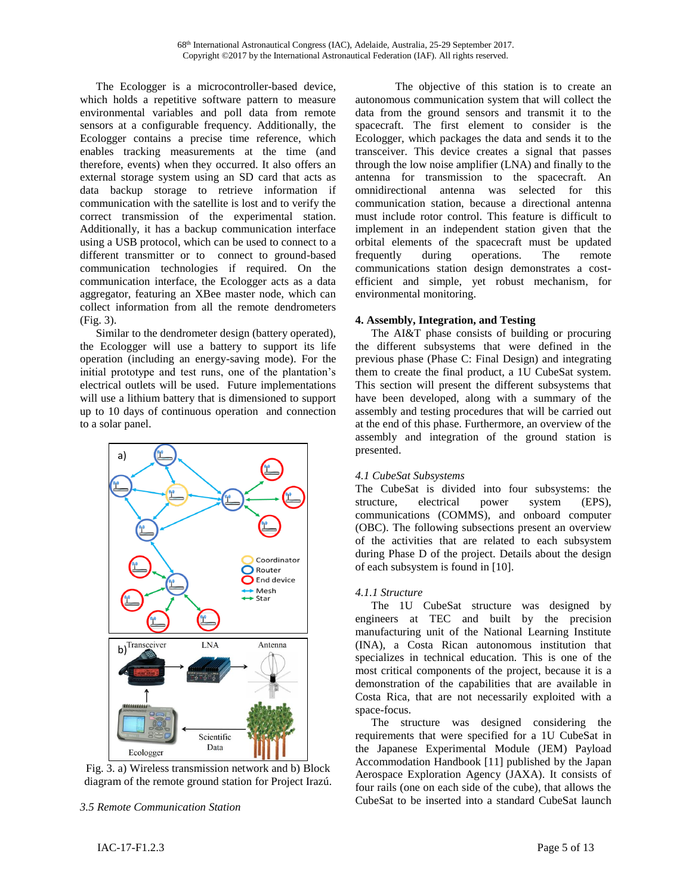The Ecologger is a microcontroller-based device, which holds a repetitive software pattern to measure environmental variables and poll data from remote sensors at a configurable frequency. Additionally, the Ecologger contains a precise time reference, which enables tracking measurements at the time (and therefore, events) when they occurred. It also offers an external storage system using an SD card that acts as data backup storage to retrieve information if communication with the satellite is lost and to verify the correct transmission of the experimental station. Additionally, it has a backup communication interface using a USB protocol, which can be used to connect to a different transmitter or to connect to ground-based communication technologies if required. On the communication interface, the Ecologger acts as a data aggregator, featuring an XBee master node, which can collect information from all the remote dendrometers (Fig. 3).

Similar to the dendrometer design (battery operated), the Ecologger will use a battery to support its life operation (including an energy-saving mode). For the initial prototype and test runs, one of the plantation's electrical outlets will be used. Future implementations will use a lithium battery that is dimensioned to support up to 10 days of continuous operation and connection to a solar panel.

Fig. 3. a) Wireless transmission network and b) Block diagram of the remote ground station for Project Irazú.

*3.5 Remote Communication Station*

The objective of this station is to create an autonomous communication system that will collect the data from the ground sensors and transmit it to the spacecraft. The first element to consider is the Ecologger, which packages the data and sends it to the transceiver. This device creates a signal that passes through the low noise amplifier (LNA) and finally to the antenna for transmission to the spacecraft. An omnidirectional antenna was selected for this communication station, because a directional antenna must include rotor control. This feature is difficult to implement in an independent station given that the orbital elements of the spacecraft must be updated frequently during operations. The remote communications station design demonstrates a cost-efficient and simple, yet robust mechanism, for environmental monitoring.

## 4. Assembly, Integration, and Testing

The AI&T phase consists of building or procuring the different subsystems that were defined in the previous phase (Phase C: Final Design) and integrating them to create the final product, a 1U CubeSat system. This section will present the different subsystems that have been developed, along with a summary of the assembly and testing procedures that will be carried out at the end of this phase. Furthermore, an overview of the assembly and integration of the ground station is presented.

*4.1 CubeSat Subsystems*

The CubeSat is divided into four subsystems: the structure, electrical power system (EPS), communications (COMMS), and onboard computer (OBC). The following subsections present an overview of the activities that are related to each subsystem during Phase D of the project. Details about the design of each subsystem is found in [10].

*4.1.1 Structure*

The 1U CubeSat structure was designed by engineers at TEC and built by the precision manufacturing unit of the National Learning Institute (INA), a Costa Rican autonomous institution that specializes in technical education. This is one of the most critical components of the project, because it is a demonstration of the capabilities that are available in Costa Rica, that are not necessarily exploited with a space-focus.

The structure was designed considering the requirements that were specified for a 1U CubeSat in the Japanese Experimental Module (JEM) Payload Accommodation Handbook [11] published by the Japan Aerospace Exploration Agency (JAXA). It consists of four rails (one on each side of the cube), that allows the CubeSat to be inserted into a standard CubeSat launch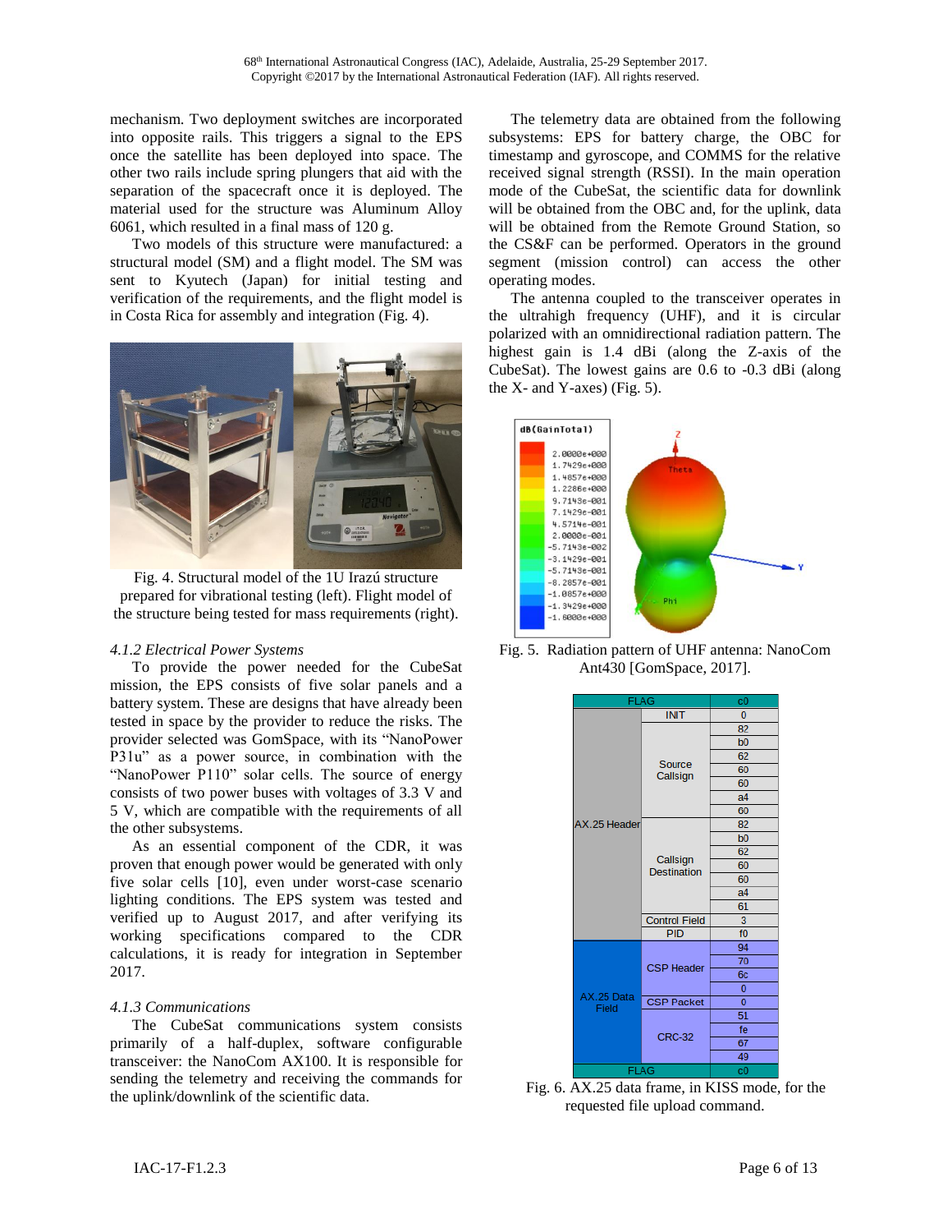mechanism. Two deployment switches are incorporated into opposite rails. This triggers a signal to the EPS once the satellite has been deployed into space. The other two rails include spring plungers that aid with the separation of the spacecraft once it is deployed. The material used for the structure was Aluminum Alloy 6061, which resulted in a final mass of 120 g.

Two models of this structure were manufactured: a structural model (SM) and a flight model. The SM was sent to Kyutech (Japan) for initial testing and verification of the requirements, and the flight model is in Costa Rica for assembly and integration (Fig. 4).

Fig. 4. Structural model of the 1U Irazú structure prepared for vibrational testing (left). Flight model of the structure being tested for mass requirements (right).

#### *4.1.2 Electrical Power Systems*

To provide the power needed for the CubeSat mission, the EPS consists of five solar panels and a battery system. These are designs that have already been tested in space by the provider to reduce the risks. The provider selected was GomSpace, with its "NanoPower P31u" as a power source, in combination with the "NanoPower P110" solar cells. The source of energy consists of two power buses with voltages of 3.3 V and 5 V, which are compatible with the requirements of all the other subsystems.

As an essential component of the CDR, it was proven that enough power would be generated with only five solar cells [10], even under worst-case scenario lighting conditions. The EPS system was tested and verified up to August 2017, and after verifying its working specifications compared to the CDR calculations, it is ready for integration in September 2017.

#### *4.1.3 Communications*

The CubeSat communications system consists primarily of a half-duplex, software configurable transceiver: the NanoCom AX100. It is responsible for sending the telemetry and receiving the commands for the uplink/downlink of the scientific data.

The telemetry data are obtained from the following subsystems: EPS for battery charge, the OBC for timestamp and gyroscope, and COMMS for the relative received signal strength (RSSI). In the main operation mode of the CubeSat, the scientific data for downlink will be obtained from the OBC and, for the uplink, data will be obtained from the Remote Ground Station, so the CS&F can be performed. Operators in the ground segment (mission control) can access the other operating modes.

The antenna coupled to the transceiver operates in the ultrahigh frequency (UHF), and it is circular polarized with an omnidirectional radiation pattern. The highest gain is 1.4 dBi (along the Z-axis of the CubeSat). The lowest gains are 0.6 to -0.3 dBi (along the X- and Y-axes) (Fig. 5).

Fig. 5. Radiation pattern of UHF antenna: NanoCom Ant430 [GomSpace, 2017].

| FLAG | | c0 |
|---|---|---|
| AX.25 Header | INIT | 0 |
| | Source Callsign | 82 |
| | | b0 |
| | | 62 |
| | | 60 |
| | | 60 |
| | | a4 |
| | | 60 |
| | Callsign Destination | 82 |
| | | b0 |
| | | 62 |
| | | 60 |
| | | 60 |
| | | a4 |
| | | 61 |
| | Control Field | 3 |
| | PID | f0 |
| AX.25 Data Field | CSP Header | 94 |
| | | 70 |
| | | 6c |
| | | 0 |
| | CSP Packet | 0 |
| | CRC-32 | 51 |
| | | fe |
| | | 67 |
| | | 49 |
| FLAG | | c0 |

Fig. 6. AX.25 data frame, in KISS mode, for the requested file upload command.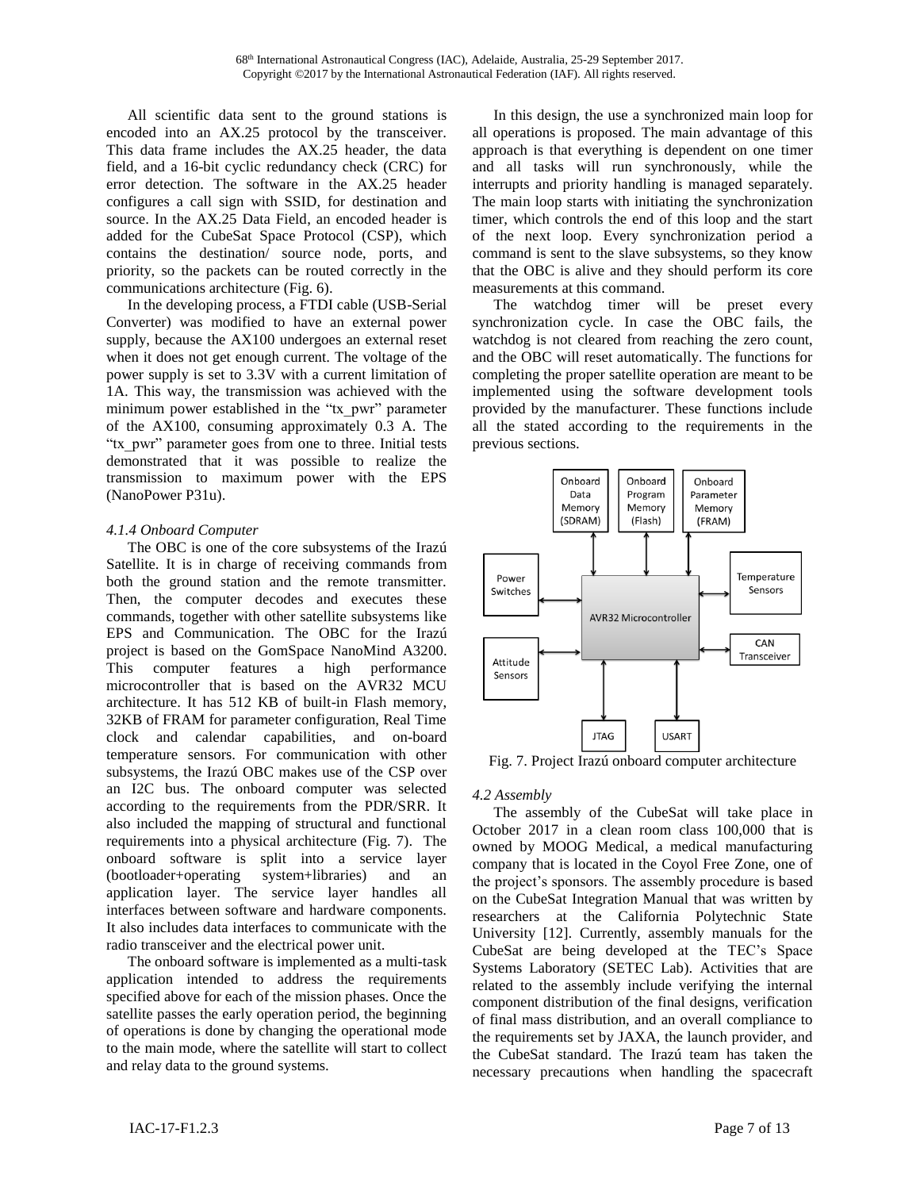All scientific data sent to the ground stations is encoded into an AX.25 protocol by the transceiver. This data frame includes the AX.25 header, the data field, and a 16-bit cyclic redundancy check (CRC) for error detection. The software in the AX.25 header configures a call sign with SSID, for destination and source. In the AX.25 Data Field, an encoded header is added for the CubeSat Space Protocol (CSP), which contains the destination/ source node, ports, and priority, so the packets can be routed correctly in the communications architecture (Fig. 6).

In the developing process, a FTDI cable (USB-Serial Converter) was modified to have an external power supply, because the AX100 undergoes an external reset when it does not get enough current. The voltage of the power supply is set to 3.3V with a current limitation of 1A. This way, the transmission was achieved with the minimum power established in the "tx_pwr" parameter of the AX100, consuming approximately 0.3 A. The "tx_pwr" parameter goes from one to three. Initial tests demonstrated that it was possible to realize the transmission to maximum power with the EPS (NanoPower P31u).

#### *4.1.4 Onboard Computer*

The OBC is one of the core subsystems of the Irazú Satellite. It is in charge of receiving commands from both the ground station and the remote transmitter. Then, the computer decodes and executes these commands, together with other satellite subsystems like EPS and Communication. The OBC for the Irazú project is based on the GomSpace NanoMind A3200. This computer features a high performance microcontroller that is based on the AVR32 MCU architecture. It has 512 KB of built-in Flash memory, 32KB of FRAM for parameter configuration, Real Time clock and calendar capabilities, and on-board temperature sensors. For communication with other subsystems, the Irazú OBC makes use of the CSP over an I2C bus. The onboard computer was selected according to the requirements from the PDR/SRR. It also included the mapping of structural and functional requirements into a physical architecture (Fig. 7). The onboard software is split into a service layer (bootloader+operating system+libraries) and an application layer. The service layer handles all interfaces between software and hardware components. It also includes data interfaces to communicate with the radio transceiver and the electrical power unit.

The onboard software is implemented as a multi-task application intended to address the requirements specified above for each of the mission phases. Once the satellite passes the early operation period, the beginning of operations is done by changing the operational mode to the main mode, where the satellite will start to collect and relay data to the ground systems.

In this design, the use a synchronized main loop for all operations is proposed. The main advantage of this approach is that everything is dependent on one timer and all tasks will run synchronously, while the interrupts and priority handling is managed separately. The main loop starts with initiating the synchronization timer, which controls the end of this loop and the start of the next loop. Every synchronization period a command is sent to the slave subsystems, so they know that the OBC is alive and they should perform its core measurements at this command.

The watchdog timer will be preset every synchronization cycle. In case the OBC fails, the watchdog is not cleared from reaching the zero count, and the OBC will reset automatically. The functions for completing the proper satellite operation are meant to be implemented using the software development tools provided by the manufacturer. These functions include all the stated according to the requirements in the previous sections.

Fig. 7. Project Irazú onboard computer architecture

### *4.2 Assembly*

The assembly of the CubeSat will take place in October 2017 in a clean room class 100,000 that is owned by MOOG Medical, a medical manufacturing company that is located in the Coyol Free Zone, one of the project's sponsors. The assembly procedure is based on the CubeSat Integration Manual that was written by researchers at the California Polytechnic State University [12]. Currently, assembly manuals for the CubeSat are being developed at the TEC's Space Systems Laboratory (SETEC Lab). Activities that are related to the assembly include verifying the internal component distribution of the final designs, verification of final mass distribution, and an overall compliance to the requirements set by JAXA, the launch provider, and the CubeSat standard. The Irazú team has taken the necessary precautions when handling the spacecraft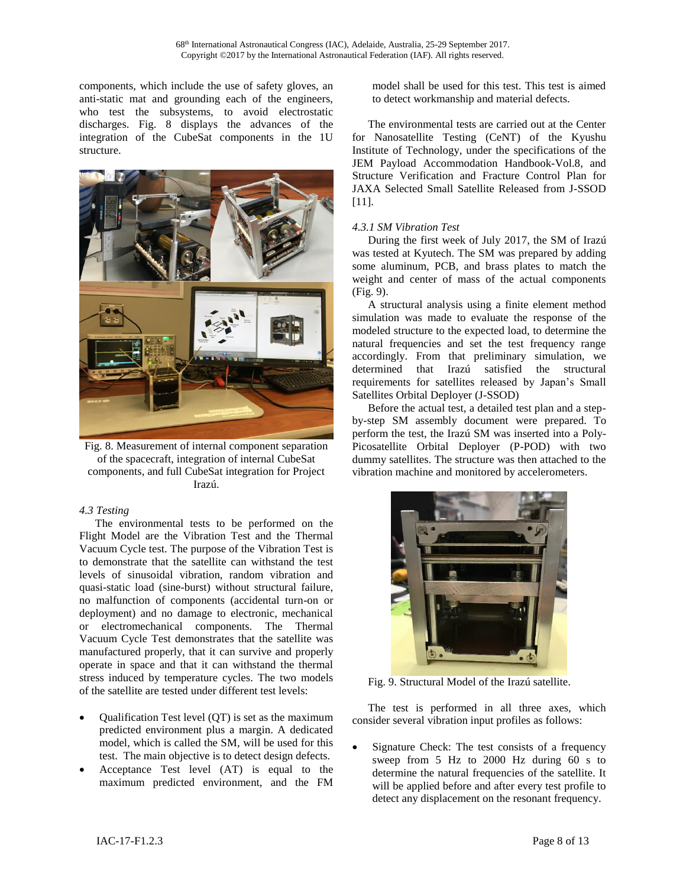components, which include the use of safety gloves, an anti-static mat and grounding each of the engineers, who test the subsystems, to avoid electrostatic discharges. Fig. 8 displays the advances of the integration of the CubeSat components in the 1U structure.

Fig. 8. Measurement of internal component separation of the spacecraft, integration of internal CubeSat components, and full CubeSat integration for Project Irazú.

### *4.3 Testing*

The environmental tests to be performed on the Flight Model are the Vibration Test and the Thermal Vacuum Cycle test. The purpose of the Vibration Test is to demonstrate that the satellite can withstand the test levels of sinusoidal vibration, random vibration and quasi-static load (sine-burst) without structural failure, no malfunction of components (accidental turn-on or deployment) and no damage to electronic, mechanical or electromechanical components. The Thermal Vacuum Cycle Test demonstrates that the satellite was manufactured properly, that it can survive and properly operate in space and that it can withstand the thermal stress induced by temperature cycles. The two models of the satellite are tested under different test levels:

- Qualification Test level (QT) is set as the maximum predicted environment plus a margin. A dedicated model, which is called the SM, will be used for this test. The main objective is to detect design defects.
- Acceptance Test level (AT) is equal to the maximum predicted environment, and the FM model shall be used for this test. This test is aimed to detect workmanship and material defects.

The environmental tests are carried out at the Center for Nanosatellite Testing (CeNT) of the Kyushu Institute of Technology, under the specifications of the JEM Payload Accommodation Handbook-Vol.8, and Structure Verification and Fracture Control Plan for JAXA Selected Small Satellite Released from J-SSOD [11].

#### *4.3.1 SM Vibration Test*

During the first week of July 2017, the SM of Irazú was tested at Kyutech. The SM was prepared by adding some aluminum, PCB, and brass plates to match the weight and center of mass of the actual components (Fig. 9).

A structural analysis using a finite element method simulation was made to evaluate the response of the modeled structure to the expected load, to determine the natural frequencies and set the test frequency range accordingly. From that preliminary simulation, we determined that Irazú satisfied the structural requirements for satellites released by Japan's Small Satellites Orbital Deployer (J-SSOD)

Before the actual test, a detailed test plan and a step-by-step SM assembly document were prepared. To perform the test, the Irazú SM was inserted into a Poly-Picosatellite Orbital Deployer (P-POD) with two dummy satellites. The structure was then attached to the vibration machine and monitored by accelerometers.

Fig. 9. Structural Model of the Irazú satellite.

The test is performed in all three axes, which consider several vibration input profiles as follows:

- Signature Check: The test consists of a frequency sweep from 5 Hz to 2000 Hz during 60 s to determine the natural frequencies of the satellite. It will be applied before and after every test profile to detect any displacement on the resonant frequency.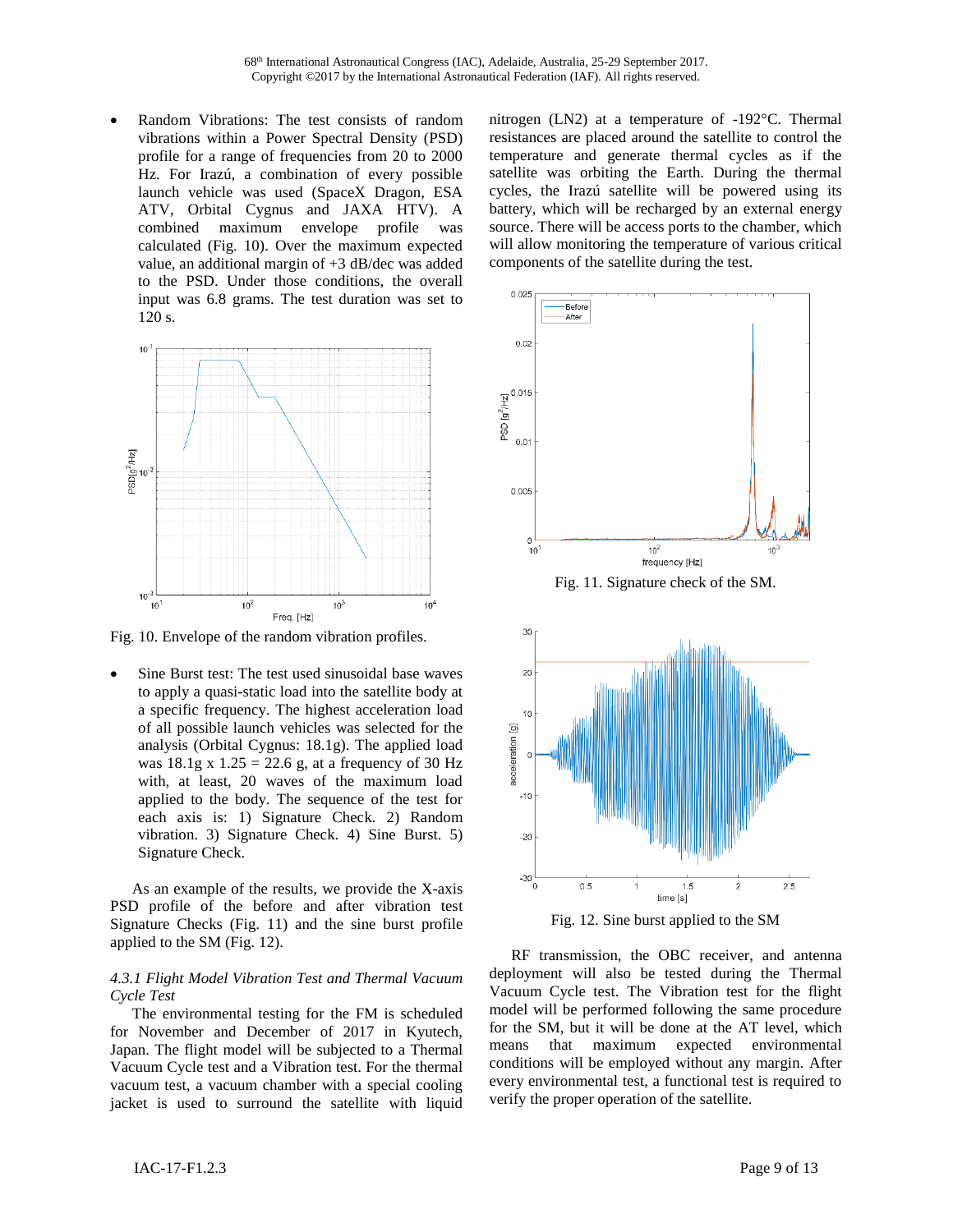- Random Vibrations: The test consists of random vibrations within a Power Spectral Density (PSD) profile for a range of frequencies from 20 to 2000 Hz. For Irazú, a combination of every possible launch vehicle was used (SpaceX Dragon, ESA ATV, Orbital Cygnus and JAXA HTV). A combined maximum envelope profile was calculated (Fig. 10). Over the maximum expected value, an additional margin of +3 dB/dec was added to the PSD. Under those conditions, the overall input was 6.8 grams. The test duration was set to 120 s.

Fig. 10. Envelope of the random vibration profiles.

- Sine Burst test: The test used sinusoidal base waves to apply a quasi-static load into the satellite body at a specific frequency. The highest acceleration load of all possible launch vehicles was selected for the analysis (Orbital Cygnus: 18.1g). The applied load was 18.1g x 1.25 = 22.6 g, at a frequency of 30 Hz with, at least, 20 waves of the maximum load applied to the body. The sequence of the test for each axis is: 1) Signature Check. 2) Random vibration. 3) Signature Check. 4) Sine Burst. 5) Signature Check.

As an example of the results, we provide the X-axis PSD profile of the before and after vibration test Signature Checks (Fig. 11) and the sine burst profile applied to the SM (Fig. 12).

### *4.3.1 Flight Model Vibration Test and Thermal Vacuum Cycle Test*

The environmental testing for the FM is scheduled for November and December of 2017 in Kyutech, Japan. The flight model will be subjected to a Thermal Vacuum Cycle test and a Vibration test. For the thermal vacuum test, a vacuum chamber with a special cooling jacket is used to surround the satellite with liquid nitrogen (LN2) at a temperature of -192°C. Thermal resistances are placed around the satellite to control the temperature and generate thermal cycles as if the satellite was orbiting the Earth. During the thermal cycles, the Irazú satellite will be powered using its battery, which will be recharged by an external energy source. There will be access ports to the chamber, which will allow monitoring the temperature of various critical components of the satellite during the test.

Fig. 11. Signature check of the SM.

Fig. 12. Sine burst applied to the SM

RF transmission, the OBC receiver, and antenna deployment will also be tested during the Thermal Vacuum Cycle test. The Vibration test for the flight model will be performed following the same procedure for the SM, but it will be done at the AT level, which means that maximum expected environmental conditions will be employed without any margin. After every environmental test, a functional test is required to verify the proper operation of the satellite.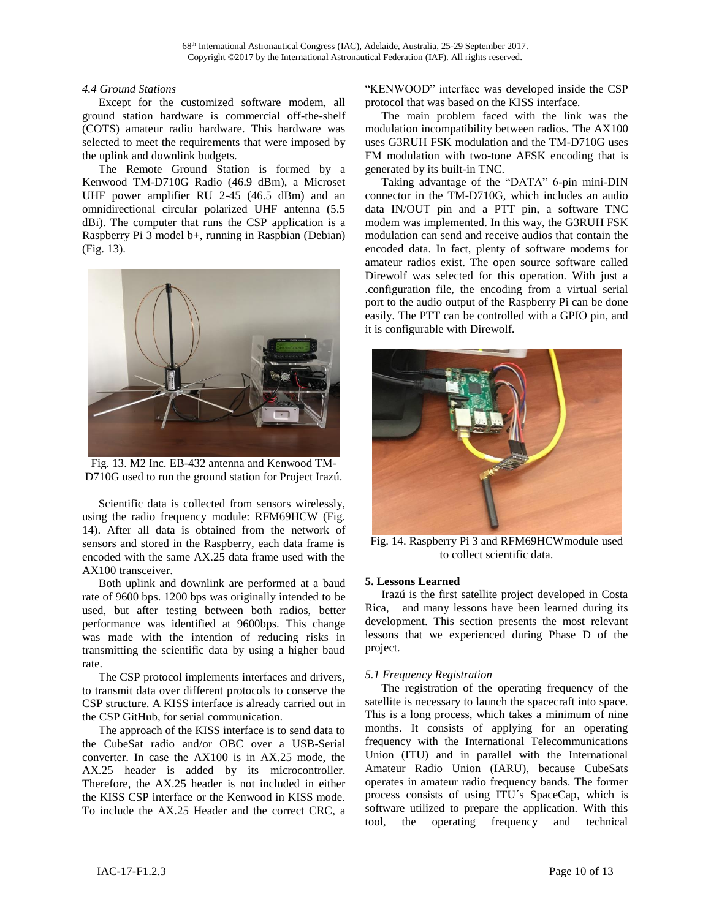### 4.4 Ground Stations

Except for the customized software modem, all ground station hardware is commercial off-the-shelf (COTS) amateur radio hardware. This hardware was selected to meet the requirements that were imposed by the uplink and downlink budgets.

The Remote Ground Station is formed by a Kenwood TM-D710G Radio (46.9 dBm), a Microset UHF power amplifier RU 2-45 (46.5 dBm) and an omnidirectional circular polarized UHF antenna (5.5 dBi). The computer that runs the CSP application is a Raspberry Pi 3 model b+, running in Raspbian (Debian) (Fig. 13).

Fig. 13. M2 Inc. EB-432 antenna and Kenwood TM-D710G used to run the ground station for Project Irazú.

Scientific data is collected from sensors wirelessly, using the radio frequency module: RFM69HCW (Fig. 14). After all data is obtained from the network of sensors and stored in the Raspberry, each data frame is encoded with the same AX.25 data frame used with the AX100 transceiver.

Both uplink and downlink are performed at a baud rate of 9600 bps. 1200 bps was originally intended to be used, but after testing between both radios, better performance was identified at 9600bps. This change was made with the intention of reducing risks in transmitting the scientific data by using a higher baud rate.

The CSP protocol implements interfaces and drivers, to transmit data over different protocols to conserve the CSP structure. A KISS interface is already carried out in the CSP GitHub, for serial communication.

The approach of the KISS interface is to send data to the CubeSat radio and/or OBC over a USB-Serial converter. In case the AX100 is in AX.25 mode, the AX.25 header is added by its microcontroller. Therefore, the AX.25 header is not included in either the KISS CSP interface or the Kenwood in KISS mode. To include the AX.25 Header and the correct CRC, a "KENWOOD" interface was developed inside the CSP protocol that was based on the KISS interface.

The main problem faced with the link was the modulation incompatibility between radios. The AX100 uses G3RUH FSK modulation and the TM-D710G uses FM modulation with two-tone AFSK encoding that is generated by its built-in TNC.

Taking advantage of the "DATA" 6-pin mini-DIN connector in the TM-D710G, which includes an audio data IN/OUT pin and a PTT pin, a software TNC modem was implemented. In this way, the G3RUH FSK modulation can send and receive audios that contain the encoded data. In fact, plenty of software modems for amateur radios exist. The open source software called Direwolf was selected for this operation. With just a .configuration file, the encoding from a virtual serial port to the audio output of the Raspberry Pi can be done easily. The PTT can be controlled with a GPIO pin, and it is configurable with Direwolf.

Fig. 14. Raspberry Pi 3 and RFM69HCWmodule used to collect scientific data.

## 5. Lessons Learned

Irazú is the first satellite project developed in Costa Rica, and many lessons have been learned during its development. This section presents the most relevant lessons that we experienced during Phase D of the project.

### 5.1 Frequency Registration

The registration of the operating frequency of the satellite is necessary to launch the spacecraft into space. This is a long process, which takes a minimum of nine months. It consists of applying for an operating frequency with the International Telecommunications Union (ITU) and in parallel with the International Amateur Radio Union (IARU), because CubeSats operates in amateur radio frequency bands. The former process consists of using ITU´s SpaceCap, which is software utilized to prepare the application. With this tool, the operating frequency and technical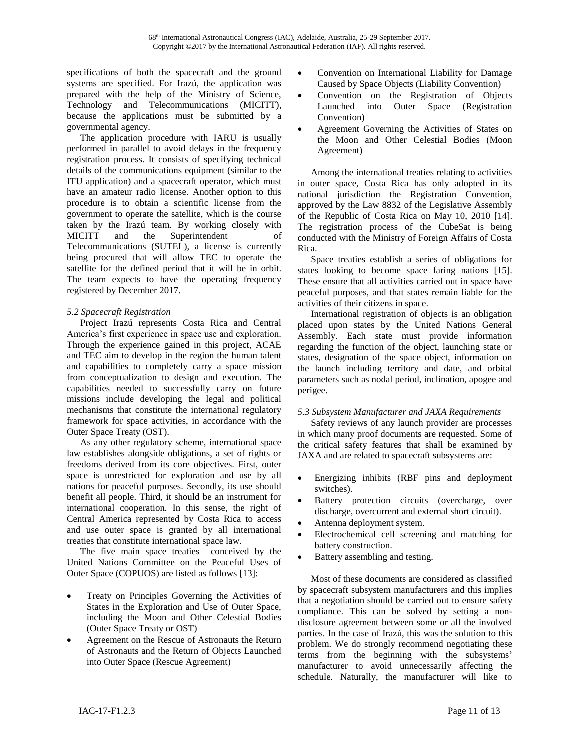specifications of both the spacecraft and the ground systems are specified. For Irazú, the application was prepared with the help of the Ministry of Science, Technology and Telecommunications (MICITT), because the applications must be submitted by a governmental agency.

The application procedure with IARU is usually performed in parallel to avoid delays in the frequency registration process. It consists of specifying technical details of the communications equipment (similar to the ITU application) and a spacecraft operator, which must have an amateur radio license. Another option to this procedure is to obtain a scientific license from the government to operate the satellite, which is the course taken by the Irazú team. By working closely with MICITT and the Superintendent of Telecommunications (SUTEL), a license is currently being procured that will allow TEC to operate the satellite for the defined period that it will be in orbit. The team expects to have the operating frequency registered by December 2017.

*5.2 Spacecraft Registration*

Project Irazú represents Costa Rica and Central America's first experience in space use and exploration. Through the experience gained in this project, ACAE and TEC aim to develop in the region the human talent and capabilities to completely carry a space mission from conceptualization to design and execution. The capabilities needed to successfully carry on future missions include developing the legal and political mechanisms that constitute the international regulatory framework for space activities, in accordance with the Outer Space Treaty (OST).

As any other regulatory scheme, international space law establishes alongside obligations, a set of rights or freedoms derived from its core objectives. First, outer space is unrestricted for exploration and use by all nations for peaceful purposes. Secondly, its use should benefit all people. Third, it should be an instrument for international cooperation. In this sense, the right of Central America represented by Costa Rica to access and use outer space is granted by all international treaties that constitute international space law.

The five main space treaties conceived by the United Nations Committee on the Peaceful Uses of Outer Space (COPUOS) are listed as follows [13]:

- Treaty on Principles Governing the Activities of States in the Exploration and Use of Outer Space, including the Moon and Other Celestial Bodies (Outer Space Treaty or OST)
- Agreement on the Rescue of Astronauts the Return of Astronauts and the Return of Objects Launched into Outer Space (Rescue Agreement)
- Convention on International Liability for Damage Caused by Space Objects (Liability Convention)
- Convention on the Registration of Objects Launched into Outer Space (Registration Convention)
- Agreement Governing the Activities of States on the Moon and Other Celestial Bodies (Moon Agreement)

Among the international treaties relating to activities in outer space, Costa Rica has only adopted in its national jurisdiction the Registration Convention, approved by the Law 8832 of the Legislative Assembly of the Republic of Costa Rica on May 10, 2010 [14]. The registration process of the CubeSat is being conducted with the Ministry of Foreign Affairs of Costa Rica.

Space treaties establish a series of obligations for states looking to become space faring nations [15]. These ensure that all activities carried out in space have peaceful purposes, and that states remain liable for the activities of their citizens in space.

International registration of objects is an obligation placed upon states by the United Nations General Assembly. Each state must provide information regarding the function of the object, launching state or states, designation of the space object, information on the launch including territory and date, and orbital parameters such as nodal period, inclination, apogee and perigee.

*5.3 Subsystem Manufacturer and JAXA Requirements*

Safety reviews of any launch provider are processes in which many proof documents are requested. Some of the critical safety features that shall be examined by JAXA and are related to spacecraft subsystems are:

- Energizing inhibits (RBF pins and deployment switches).
- Battery protection circuits (overcharge, over discharge, overcurrent and external short circuit).
- Antenna deployment system.
- Electrochemical cell screening and matching for battery construction.
- Battery assembling and testing.

Most of these documents are considered as classified by spacecraft subsystem manufacturers and this implies that a negotiation should be carried out to ensure safety compliance. This can be solved by setting a non-disclosure agreement between some or all the involved parties. In the case of Irazú, this was the solution to this problem. We do strongly recommend negotiating these terms from the beginning with the subsystems' manufacturer to avoid unnecessarily affecting the schedule. Naturally, the manufacturer will like to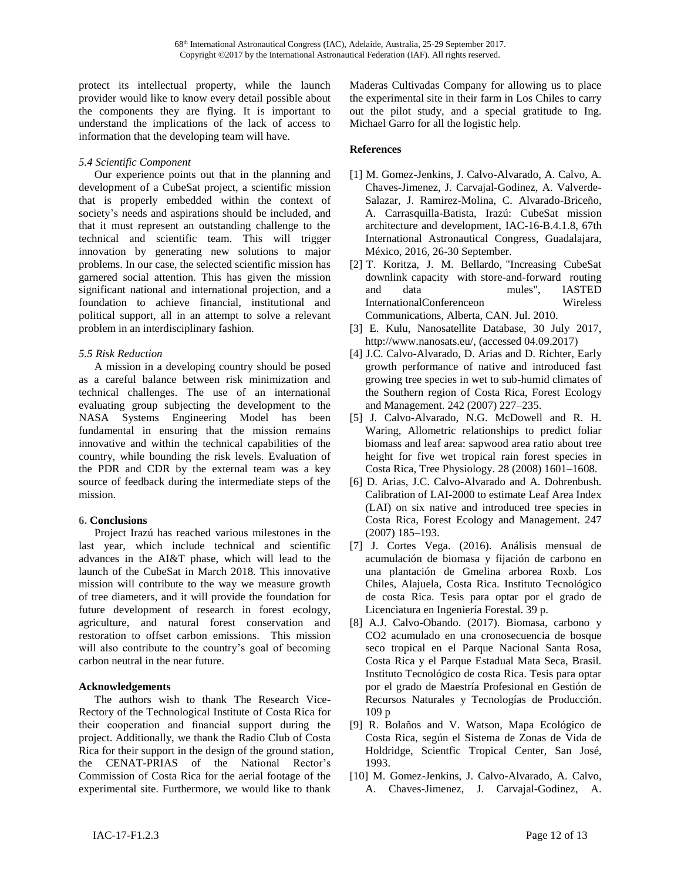protect its intellectual property, while the launch provider would like to know every detail possible about the components they are flying. It is important to understand the implications of the lack of access to information that the developing team will have.

### *5.4 Scientific Component*

Our experience points out that in the planning and development of a CubeSat project, a scientific mission that is properly embedded within the context of society's needs and aspirations should be included, and that it must represent an outstanding challenge to the technical and scientific team. This will trigger innovation by generating new solutions to major problems. In our case, the selected scientific mission has garnered social attention. This has given the mission significant national and international projection, and a foundation to achieve financial, institutional and political support, all in an attempt to solve a relevant problem in an interdisciplinary fashion.

### *5.5 Risk Reduction*

A mission in a developing country should be posed as a careful balance between risk minimization and technical challenges. The use of an international evaluating group subjecting the development to the NASA Systems Engineering Model has been fundamental in ensuring that the mission remains innovative and within the technical capabilities of the country, while bounding the risk levels. Evaluation of the PDR and CDR by the external team was a key source of feedback during the intermediate steps of the mission.

## 6. Conclusions

Project Irazú has reached various milestones in the last year, which include technical and scientific advances in the AI&T phase, which will lead to the launch of the CubeSat in March 2018. This innovative mission will contribute to the way we measure growth of tree diameters, and it will provide the foundation for future development of research in forest ecology, agriculture, and natural forest conservation and restoration to offset carbon emissions. This mission will also contribute to the country's goal of becoming carbon neutral in the near future.

## Acknowledgements

The authors wish to thank The Research Vice-Rectory of the Technological Institute of Costa Rica for their cooperation and financial support during the project. Additionally, we thank the Radio Club of Costa Rica for their support in the design of the ground station, the CENAT-PRIAS of the National Rector's Commission of Costa Rica for the aerial footage of the experimental site. Furthermore, we would like to thank Maderas Cultivadas Company for allowing us to place the experimental site in their farm in Los Chiles to carry out the pilot study, and a special gratitude to Ing. Michael Garro for all the logistic help.

## References

[1] M. Gomez-Jenkins, J. Calvo-Alvarado, A. Calvo, A. Chaves-Jimenez, J. Carvajal-Godinez, A. Valverde-Salazar, J. Ramirez-Molina, C. Alvarado-Briceño, A. Carrasquilla-Batista, Irazú: CubeSat mission architecture and development, IAC-16-B.4.1.8, 67th International Astronautical Congress, Guadalajara, México, 2016, 26-30 September.

[2] T. Koritza, J. M. Bellardo, "Increasing CubeSat downlink capacity with store-and-forward routing and data mules", IASTED InternationalConferenceon Wireless Communications, Alberta, CAN. Jul. 2010.

[3] E. Kulu, Nanosatellite Database, 30 July 2017, http://www.nanosats.eu/, (accessed 04.09.2017)

[4] J.C. Calvo-Alvarado, D. Arias and D. Richter, Early growth performance of native and introduced fast growing tree species in wet to sub-humid climates of the Southern region of Costa Rica, Forest Ecology and Management. 242 (2007) 227–235.

[5] J. Calvo-Alvarado, N.G. McDowell and R. H. Waring, Allometric relationships to predict foliar biomass and leaf area: sapwood area ratio about tree height for five wet tropical rain forest species in Costa Rica, Tree Physiology. 28 (2008) 1601–1608.

[6] D. Arias, J.C. Calvo-Alvarado and A. Dohrenbush. Calibration of LAI-2000 to estimate Leaf Area Index (LAI) on six native and introduced tree species in Costa Rica, Forest Ecology and Management. 247 (2007) 185–193.

[7] J. Cortes Vega. (2016). Análisis mensual de acumulación de biomasa y fijación de carbono en una plantación de Gmelina arborea Roxb. Los Chiles, Alajuela, Costa Rica. Instituto Tecnológico de costa Rica. Tesis para optar por el grado de Licenciatura en Ingeniería Forestal. 39 p.

[8] A.J. Calvo-Obando. (2017). Biomasa, carbono y CO2 acumulado en una cronosecuencia de bosque seco tropical en el Parque Nacional Santa Rosa, Costa Rica y el Parque Estadual Mata Seca, Brasil. Instituto Tecnológico de costa Rica. Tesis para optar por el grado de Maestría Profesional en Gestión de Recursos Naturales y Tecnologías de Producción. 109 p

[9] R. Bolaños and V. Watson, Mapa Ecológico de Costa Rica, según el Sistema de Zonas de Vida de Holdridge, Scientfic Tropical Center, San José, 1993.

[10] M. Gomez-Jenkins, J. Calvo-Alvarado, A. Calvo, A. Chaves-Jimenez, J. Carvajal-Godinez, A.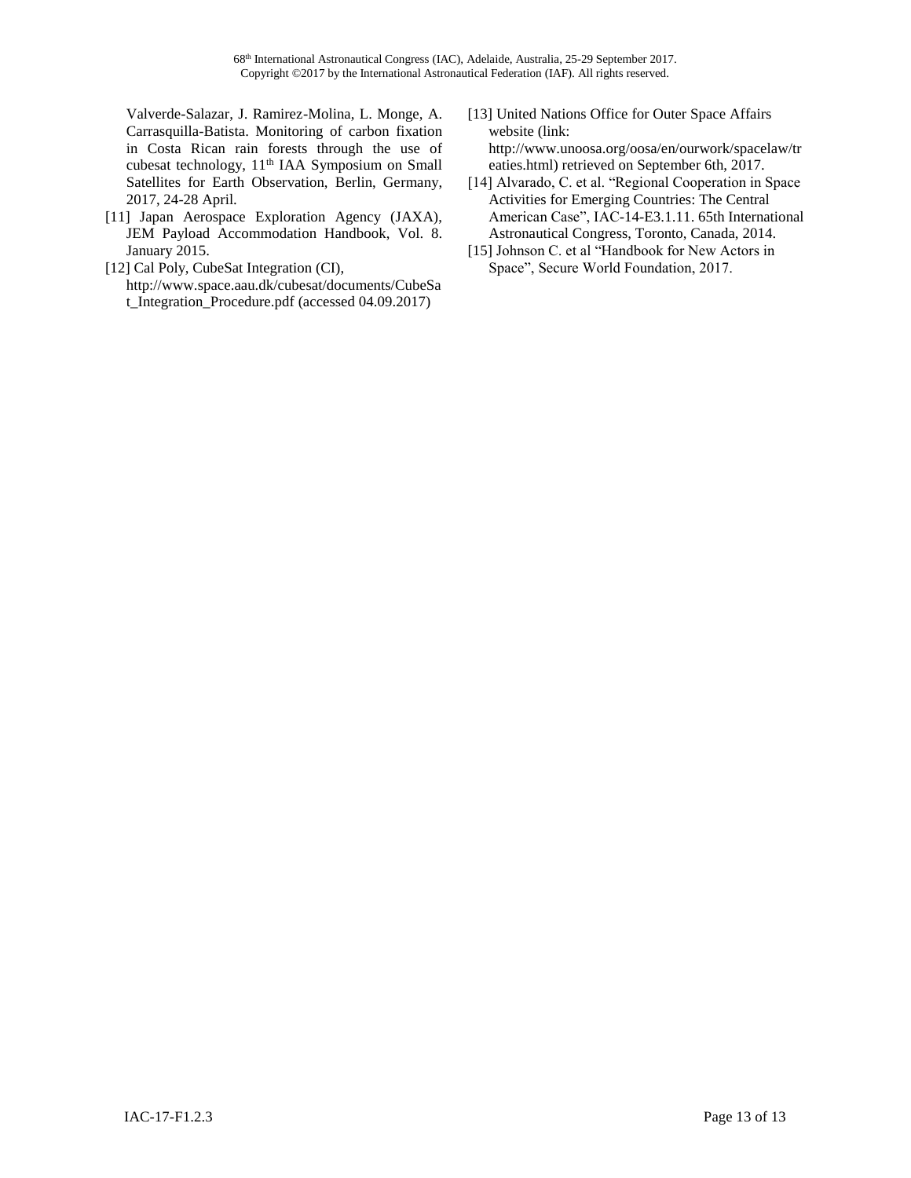Valverde-Salazar, J. Ramirez-Molina, L. Monge, A. Carrasquilla-Batista. Monitoring of carbon fixation in Costa Rican rain forests through the use of cubesat technology, 11th IAA Symposium on Small Satellites for Earth Observation, Berlin, Germany, 2017, 24-28 April.

[11] Japan Aerospace Exploration Agency (JAXA), JEM Payload Accommodation Handbook, Vol. 8. January 2015.

[12] Cal Poly, CubeSat Integration (CI), http://www.space.aau.dk/cubesat/documents/CubeSat_Integration_Procedure.pdf (accessed 04.09.2017)

[13] United Nations Office for Outer Space Affairs website (link: http://www.unoosa.org/oosa/en/ourwork/spacelaw/treaties.html) retrieved on September 6th, 2017.

[14] Alvarado, C. et al. "Regional Cooperation in Space Activities for Emerging Countries: The Central American Case", IAC-14-E3.1.11. 65th International Astronautical Congress, Toronto, Canada, 2014.

[15] Johnson C. et al "Handbook for New Actors in Space", Secure World Foundation, 2017.